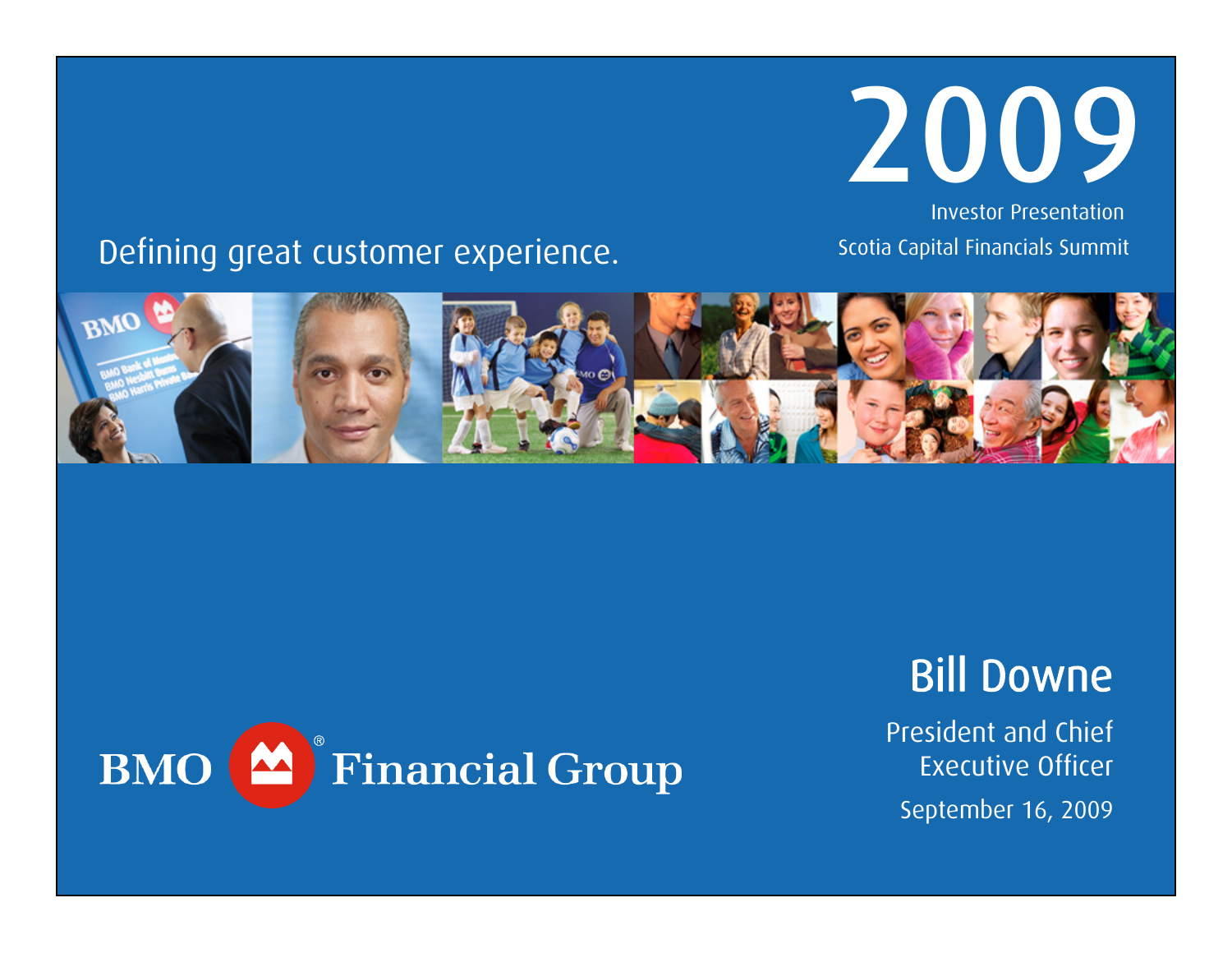# 2009

Investor Presentation

Scotia Capital Financials Summit

Defining great customer experience.

BMO Financial Group

## Bill Downe

President and Chief Executive Officer

September 16, 2009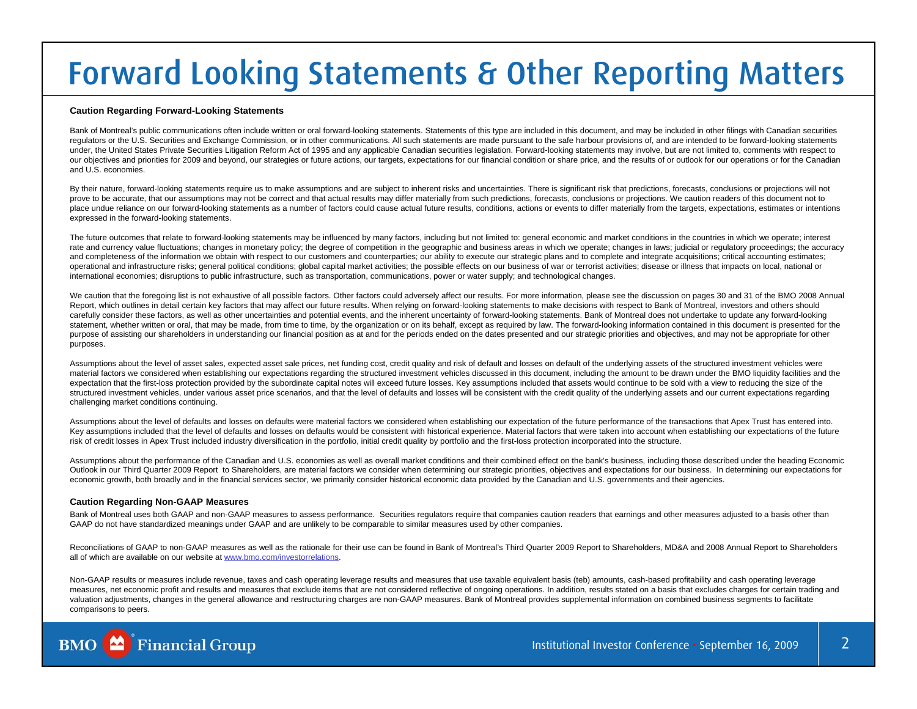# Forward Looking Statements & Other Reporting Matters

**Caution Regarding Forward-Looking Statements**

Bank of Montreal's public communications often include written or oral forward-looking statements. Statements of this type are included in this document, and may be included in other filings with Canadian securities regulators or the U.S. Securities and Exchange Commission, or in other communications. All such statements are made pursuant to the safe harbour provisions of, and are intended to be forward-looking statements under, the United States Private Securities Litigation Reform Act of 1995 and any applicable Canadian securities legislation. Forward-looking statements may involve, but are not limited to, comments with respect to our objectives and priorities for 2009 and beyond, our strategies or future actions, our targets, expectations for our financial condition or share price, and the results of or outlook for our operations or for the Canadian and U.S. economies.

By their nature, forward-looking statements require us to make assumptions and are subject to inherent risks and uncertainties. There is significant risk that predictions, forecasts, conclusions or projections will not prove to be accurate, that our assumptions may not be correct and that actual results may differ materially from such predictions, forecasts, conclusions or projections. We caution readers of this document not to place undue reliance on our forward-looking statements as a number of factors could cause actual future results, conditions, actions or events to differ materially from the targets, expectations, estimates or intentions expressed in the forward-looking statements.

The future outcomes that relate to forward-looking statements may be influenced by many factors, including but not limited to: general economic and market conditions in the countries in which we operate; interest rate and currency value fluctuations; changes in monetary policy; the degree of competition in the geographic and business areas in which we operate; changes in laws; judicial or regulatory proceedings; the accuracy and completeness of the information we obtain with respect to our customers and counterparties; our ability to execute our strategic plans and to complete and integrate acquisitions; critical accounting estimates; operational and infrastructure risks; general political conditions; global capital market activities; the possible effects on our business of war or terrorist activities; disease or illness that impacts on local, national or international economies; disruptions to public infrastructure, such as transportation, communications, power or water supply; and technological changes.

We caution that the foregoing list is not exhaustive of all possible factors. Other factors could adversely affect our results. For more information, please see the discussion on pages 30 and 31 of the BMO 2008 Annual Report, which outlines in detail certain key factors that may affect our future results. When relying on forward-looking statements to make decisions with respect to Bank of Montreal, investors and others should carefully consider these factors, as well as other uncertainties and potential events, and the inherent uncertainty of forward-looking statements. Bank of Montreal does not undertake to update any forward-looking statement, whether written or oral, that may be made, from time to time, by the organization or on its behalf, except as required by law. The forward-looking information contained in this document is presented for the purpose of assisting our shareholders in understanding our financial position as at and for the periods ended on the dates presented and our strategic priorities and objectives, and may not be appropriate for other purposes.

Assumptions about the level of asset sales, expected asset sale prices, net funding cost, credit quality and risk of default and losses on default of the underlying assets of the structured investment vehicles were material factors we considered when establishing our expectations regarding the structured investment vehicles discussed in this document, including the amount to be drawn under the BMO liquidity facilities and the expectation that the first-loss protection provided by the subordinate capital notes will exceed future losses. Key assumptions included that assets would continue to be sold with a view to reducing the size of the structured investment vehicles, under various asset price scenarios, and that the level of defaults and losses will be consistent with the credit quality of the underlying assets and our current expectations regarding challenging market conditions continuing.

Assumptions about the level of defaults and losses on defaults were material factors we considered when establishing our expectation of the future performance of the transactions that Apex Trust has entered into. Key assumptions included that the level of defaults and losses on defaults would be consistent with historical experience. Material factors that were taken into account when establishing our expectations of the future risk of credit losses in Apex Trust included industry diversification in the portfolio, initial credit quality by portfolio and the first-loss protection incorporated into the structure.

Assumptions about the performance of the Canadian and U.S. economies as well as overall market conditions and their combined effect on the bank's business, including those described under the heading Economic Outlook in our Third Quarter 2009 Report to Shareholders, are material factors we consider when determining our strategic priorities, objectives and expectations for our business. In determining our expectations for economic growth, both broadly and in the financial services sector, we primarily consider historical economic data provided by the Canadian and U.S. governments and their agencies.

**Caution Regarding Non-GAAP Measures**

Bank of Montreal uses both GAAP and non-GAAP measures to assess performance. Securities regulators require that companies caution readers that earnings and other measures adjusted to a basis other than GAAP do not have standardized meanings under GAAP and are unlikely to be comparable to similar measures used by other companies.

Reconciliations of GAAP to non-GAAP measures as well as the rationale for their use can be found in Bank of Montreal's Third Quarter 2009 Report to Shareholders, MD&A and 2008 Annual Report to Shareholders all of which are available on our website at www.bmo.com/investorrelations.

Non-GAAP results or measures include revenue, taxes and cash operating leverage results and measures that use taxable equivalent basis (teb) amounts, cash-based profitability and cash operating leverage measures, net economic profit and results and measures that exclude items that are not considered reflective of ongoing operations. In addition, results stated on a basis that excludes charges for certain trading and valuation adjustments, changes in the general allowance and restructuring charges are non-GAAP measures. Bank of Montreal provides supplemental information on combined business segments to facilitate comparisons to peers.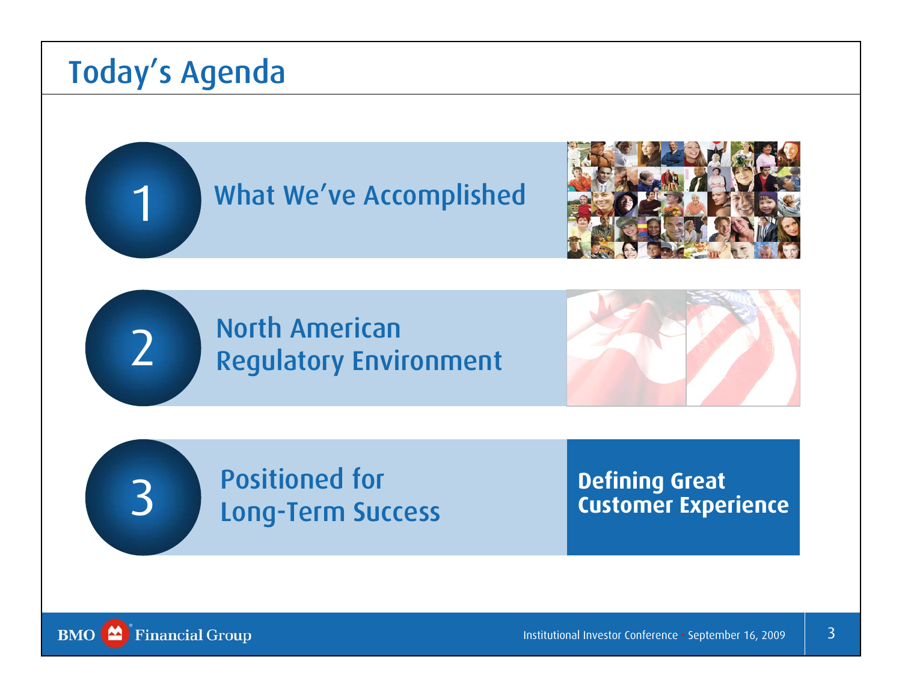# Today's Agenda

1. What We've Accomplished

2. North American Regulatory Environment

3. Positioned for Long-Term Success

**Defining Great Customer Experience**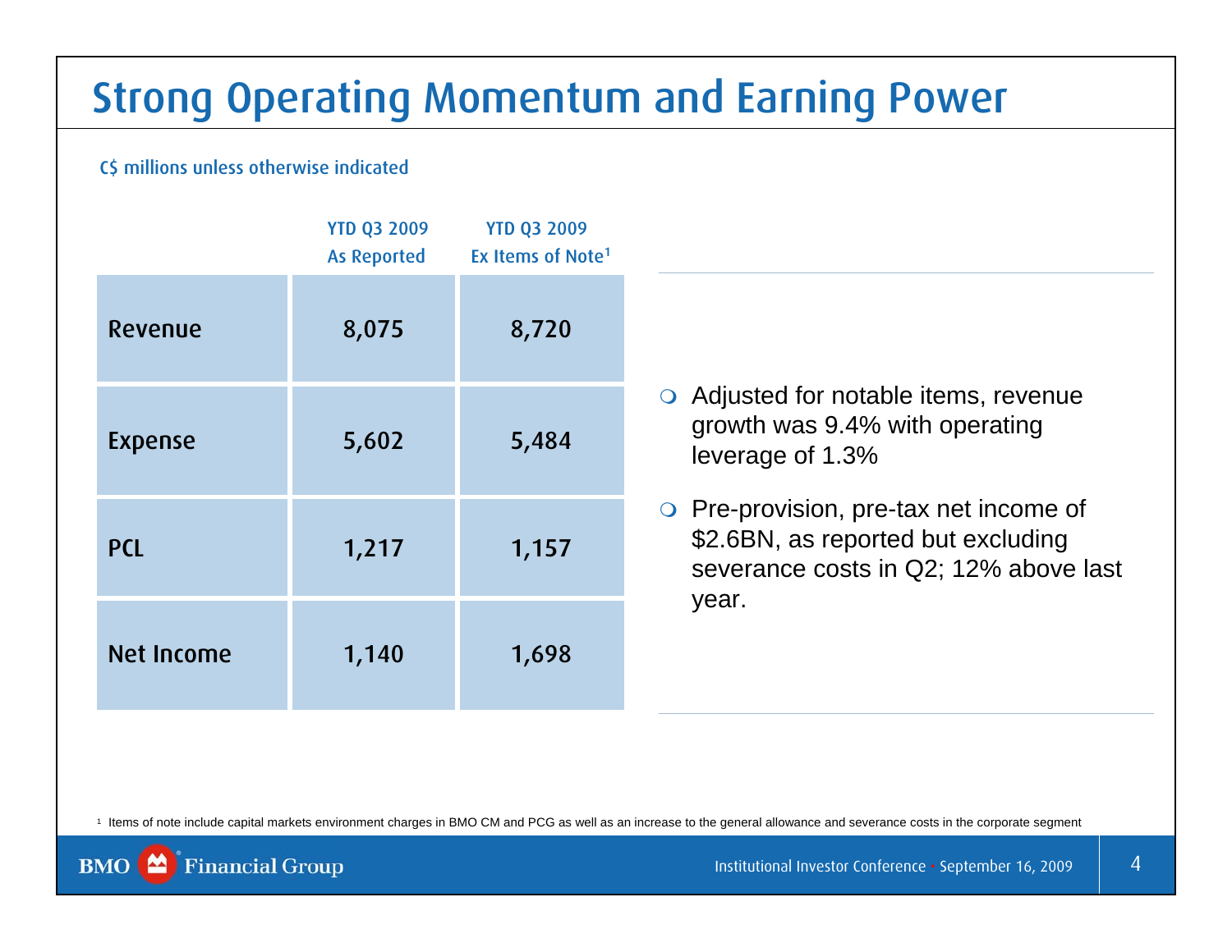# Strong Operating Momentum and Earning Power

C$ millions unless otherwise indicated

| | YTD Q3 2009 As Reported | YTD Q3 2009 Ex Items of Note[1] |
|---|---|---|
| Revenue | 8,075 | 8,720 |
| Expense | 5,602 | 5,484 |
| PCL | 1,217 | 1,157 |
| Net Income | 1,140 | 1,698 |

- Adjusted for notable items, revenue growth was 9.4% with operating leverage of 1.3%
- Pre-provision, pre-tax net income of $2.6BN, as reported but excluding severance costs in Q2; 12% above last year.

[1] Items of note include capital markets environment charges in BMO CM and PCG as well as an increase to the general allowance and severance costs in the corporate segment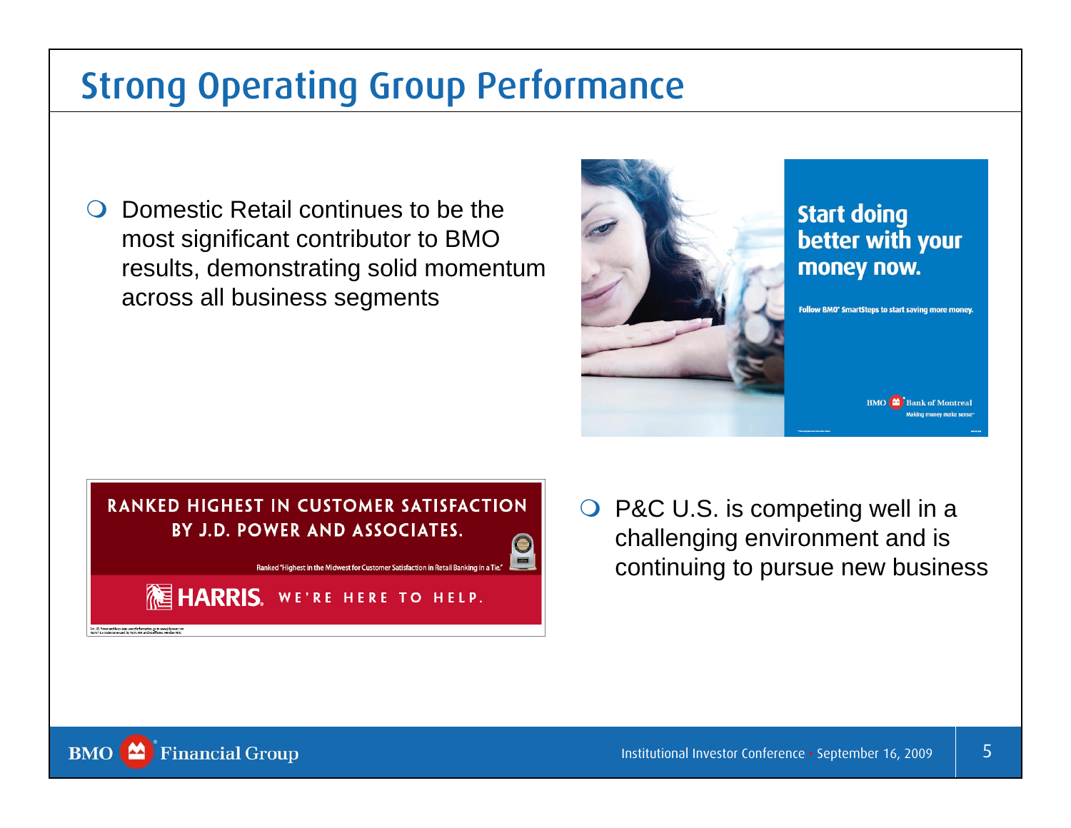# Strong Operating Group Performance

- Domestic Retail continues to be the most significant contributor to BMO results, demonstrating solid momentum across all business segments

Start doing better with your money now.

Follow BMO SmartSteps to start saving more money.

BMO Bank of Montreal
Making money make sense

RANKED HIGHEST IN CUSTOMER SATISFACTION BY J.D. POWER AND ASSOCIATES.

Ranked "Highest in the Midwest for Customer Satisfaction in Retail Banking in a Tie."

HARRIS. WE'RE HERE TO HELP.

- P&C U.S. is competing well in a challenging environment and is continuing to pursue new business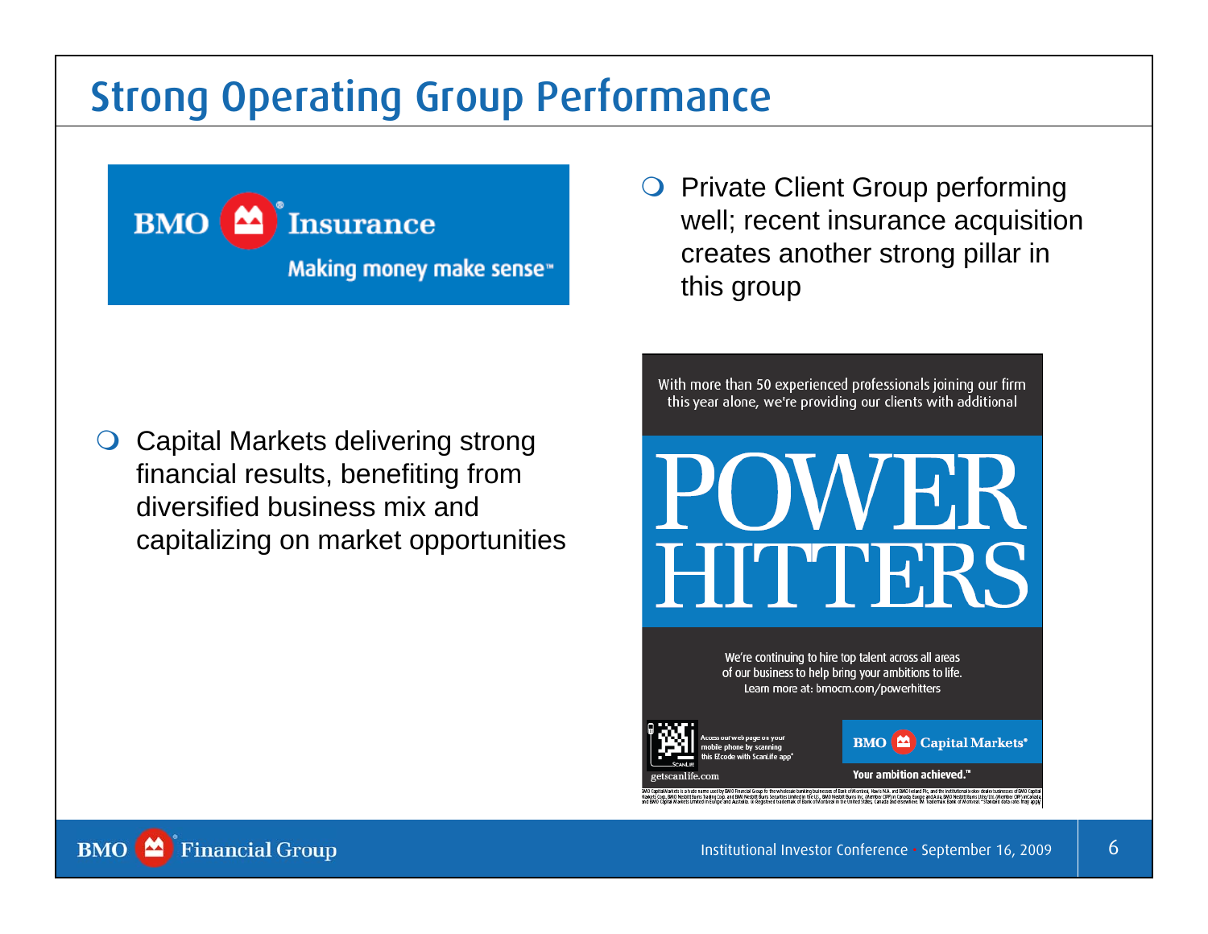# Strong Operating Group Performance

BMO Insurance

Making money make sense™

- Private Client Group performing well; recent insurance acquisition creates another strong pillar in this group

- Capital Markets delivering strong financial results, benefiting from diversified business mix and capitalizing on market opportunities

With more than 50 experienced professionals joining our firm this year alone, we're providing our clients with additional

POWER HITTERS

We're continuing to hire top talent across all areas of our business to help bring your ambitions to life. Learn more at: bmocm.com/powerhitters

Access our web page on your mobile phone by scanning this EZcode with ScanLife app*

getscanlife.com

BMO Capital Markets®

Your ambition achieved.™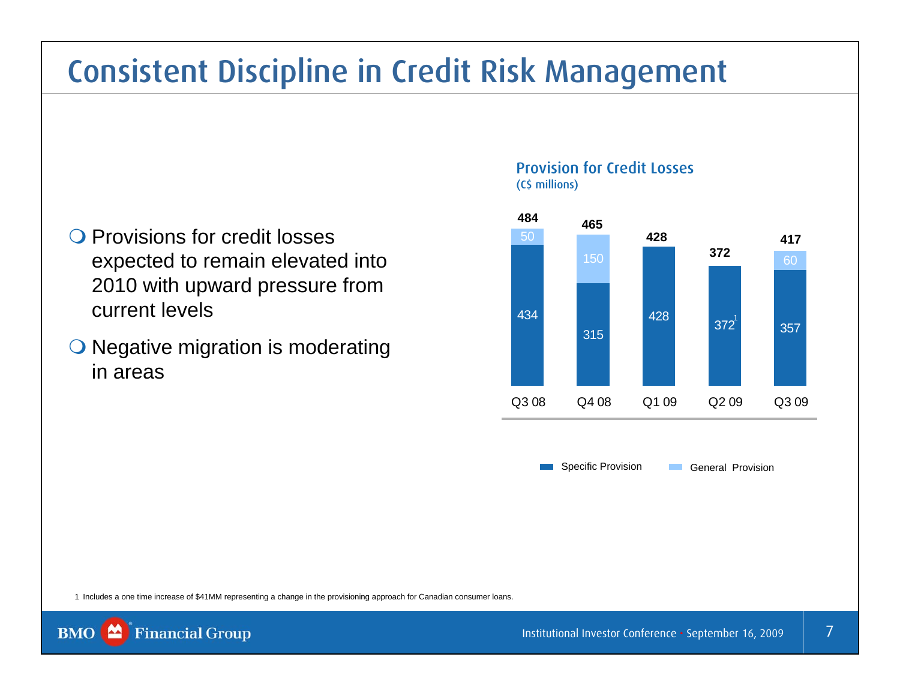# Consistent Discipline in Credit Risk Management

- Provisions for credit losses expected to remain elevated into 2010 with upward pressure from current levels
- Negative migration is moderating in areas

**Provision for Credit Losses**
(C$ millions)

| | Q3 08 | Q4 08 | Q1 09 | Q2 09 | Q3 09 |
|---|---|---|---|---|---|
| Specific Provision | 434 | 315 | 428 | 372[1] | 357 |
| General Provision | 50 | 150 | | | 60 |
| **Total** | **484** | **465** | **428** | **372** | **417** |

1 Includes a one time increase of $41MM representing a change in the provisioning approach for Canadian consumer loans.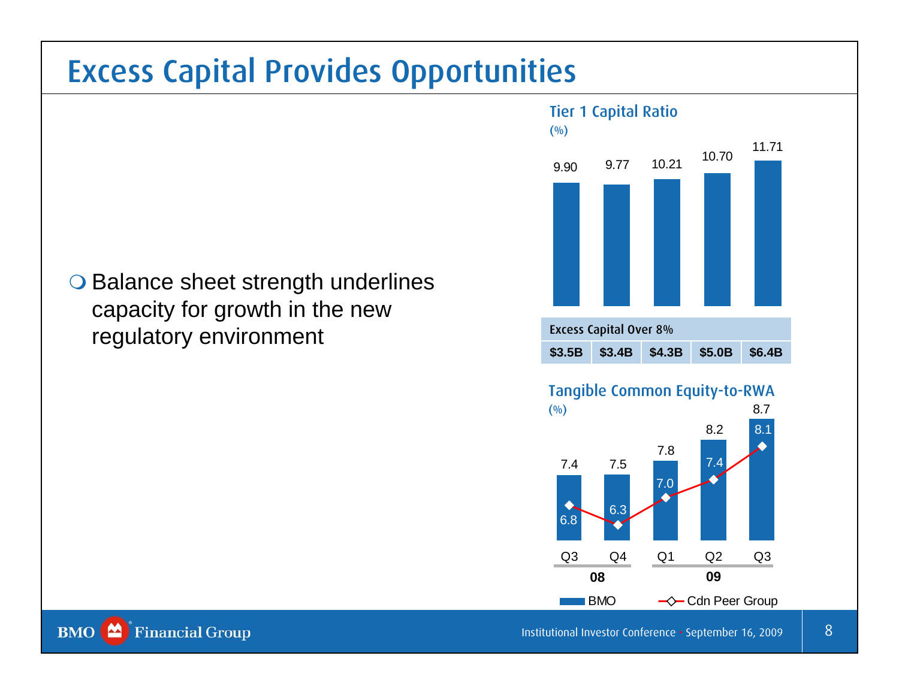# Excess Capital Provides Opportunities

- Balance sheet strength underlines capacity for growth in the new regulatory environment

## Tier 1 Capital Ratio

(%)

| | Q3 08 | Q4 08 | Q1 09 | Q2 09 | Q3 09 |
|---|---|---|---|---|---|
| Tier 1 Capital Ratio | 9.90 | 9.77 | 10.21 | 10.70 | 11.71 |
| Excess Capital Over 8% | $3.5B | $3.4B | $4.3B | $5.0B | $6.4B |

## Tangible Common Equity-to-RWA

(%)

| | Q3 08 | Q4 08 | Q1 09 | Q2 09 | Q3 09 |
|---|---|---|---|---|---|
| BMO | 7.4 | 7.5 | 7.8 | 8.2 | 8.7 |
| Cdn Peer Group | 6.8 | 6.3 | 7.0 | 7.4 | 8.1 |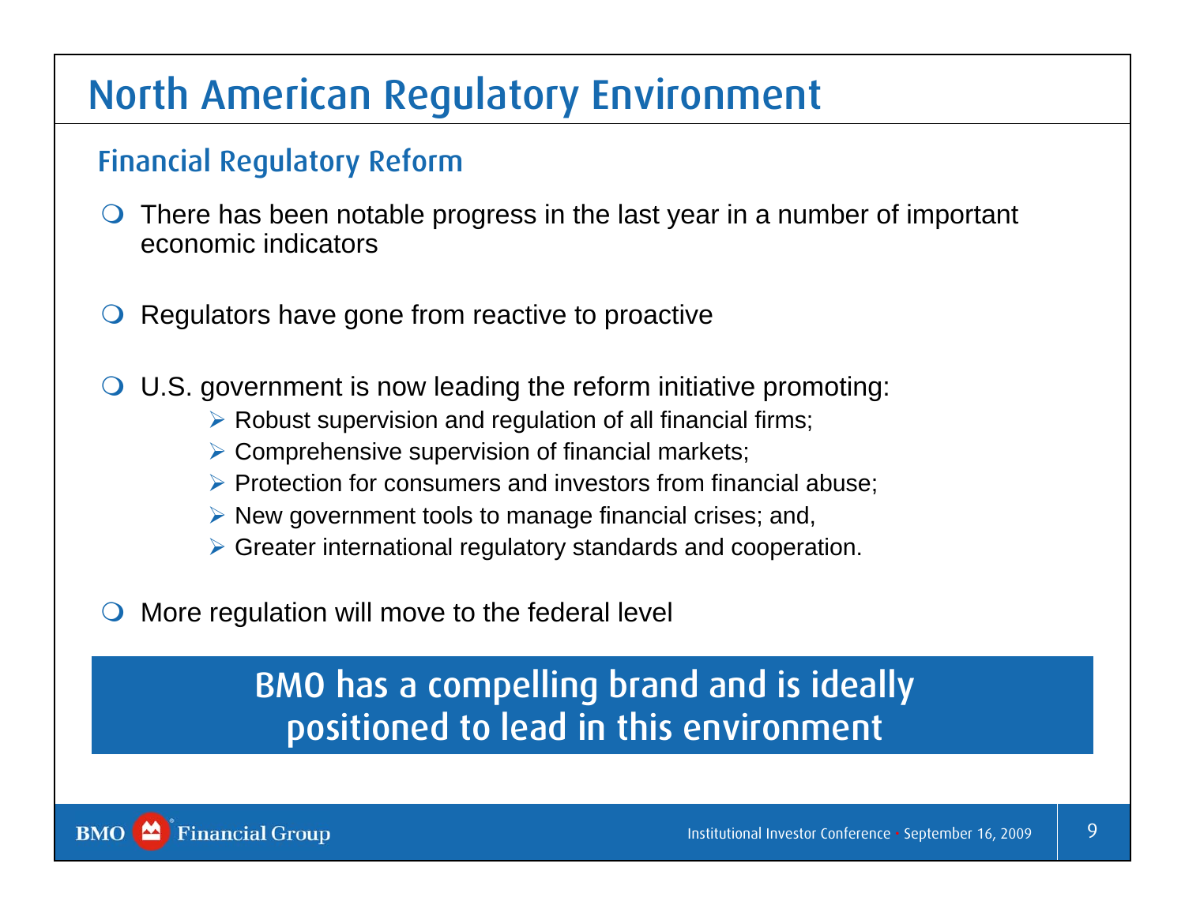# North American Regulatory Environment

## Financial Regulatory Reform

- There has been notable progress in the last year in a number of important economic indicators
- Regulators have gone from reactive to proactive
- U.S. government is now leading the reform initiative promoting:
  - Robust supervision and regulation of all financial firms;
  - Comprehensive supervision of financial markets;
  - Protection for consumers and investors from financial abuse;
  - New government tools to manage financial crises; and,
  - Greater international regulatory standards and cooperation.
- More regulation will move to the federal level

**BMO has a compelling brand and is ideally positioned to lead in this environment**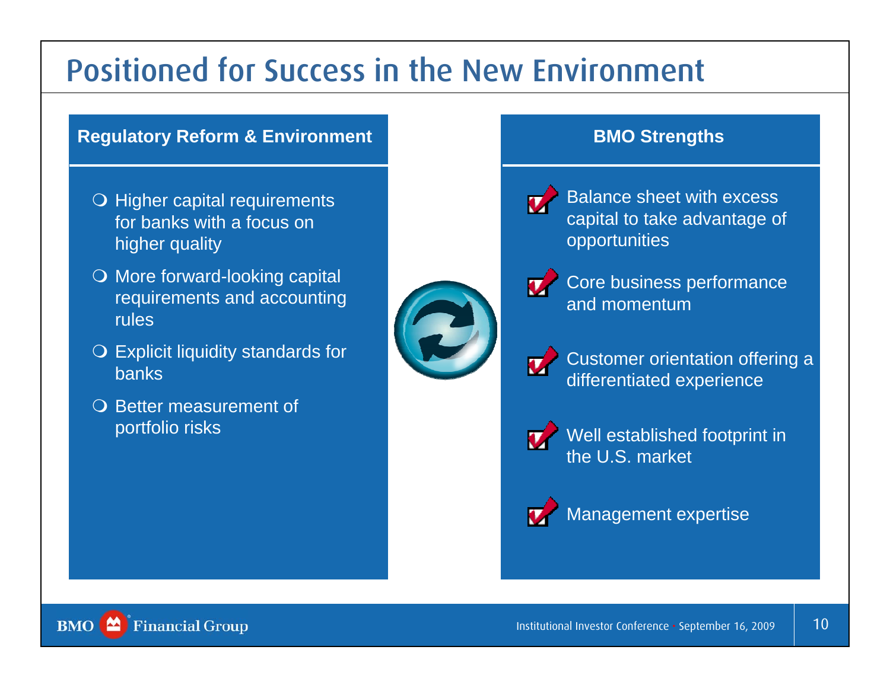# Positioned for Success in the New Environment

## Regulatory Reform & Environment

- Higher capital requirements for banks with a focus on higher quality
- More forward-looking capital requirements and accounting rules
- Explicit liquidity standards for banks
- Better measurement of portfolio risks

## BMO Strengths

- Balance sheet with excess capital to take advantage of opportunities
- Core business performance and momentum
- Customer orientation offering a differentiated experience
- Well established footprint in the U.S. market
- Management expertise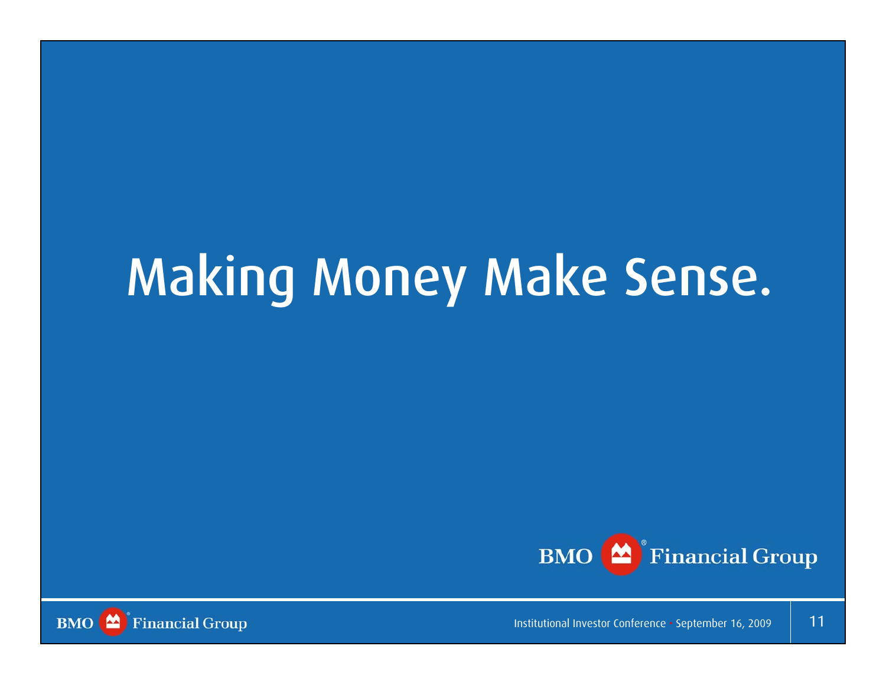# Making Money Make Sense.

BMO Financial Group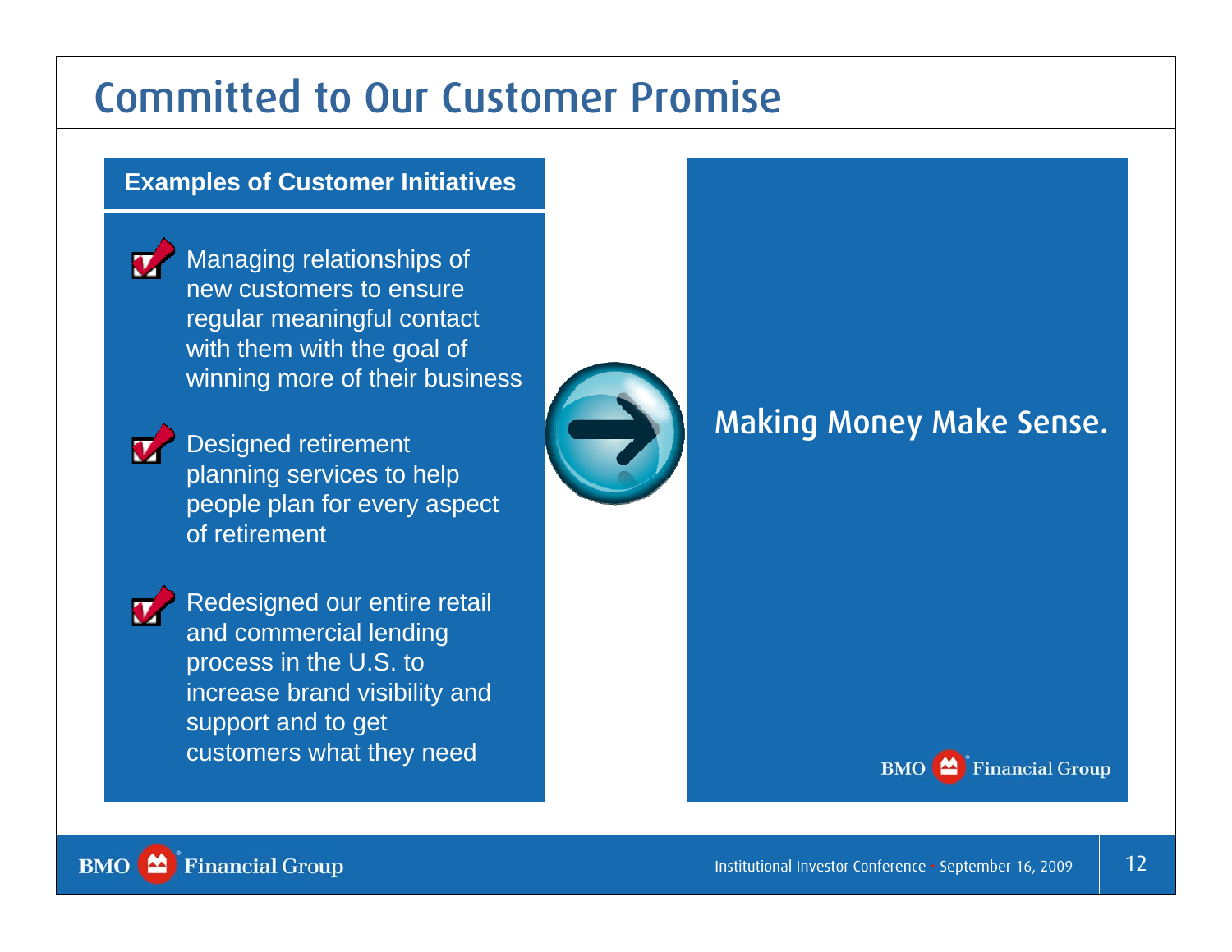# Committed to Our Customer Promise

**Examples of Customer Initiatives**

- Managing relationships of new customers to ensure regular meaningful contact with them with the goal of winning more of their business
- Designed retirement planning services to help people plan for every aspect of retirement
- Redesigned our entire retail and commercial lending process in the U.S. to increase brand visibility and support and to get customers what they need

Making Money Make Sense.

BMO Financial Group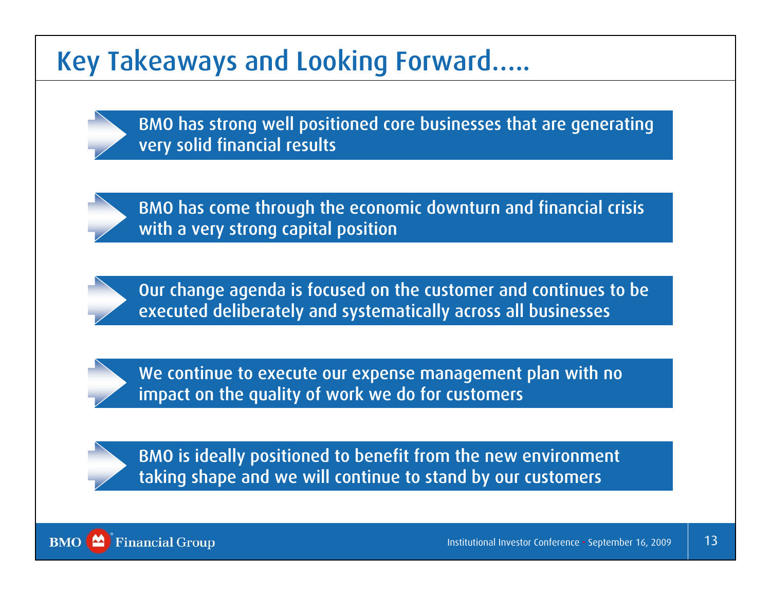# Key Takeaways and Looking Forward.....

- BMO has strong well positioned core businesses that are generating very solid financial results
- BMO has come through the economic downturn and financial crisis with a very strong capital position
- Our change agenda is focused on the customer and continues to be executed deliberately and systematically across all businesses
- We continue to execute our expense management plan with no impact on the quality of work we do for customers
- BMO is ideally positioned to benefit from the new environment taking shape and we will continue to stand by our customers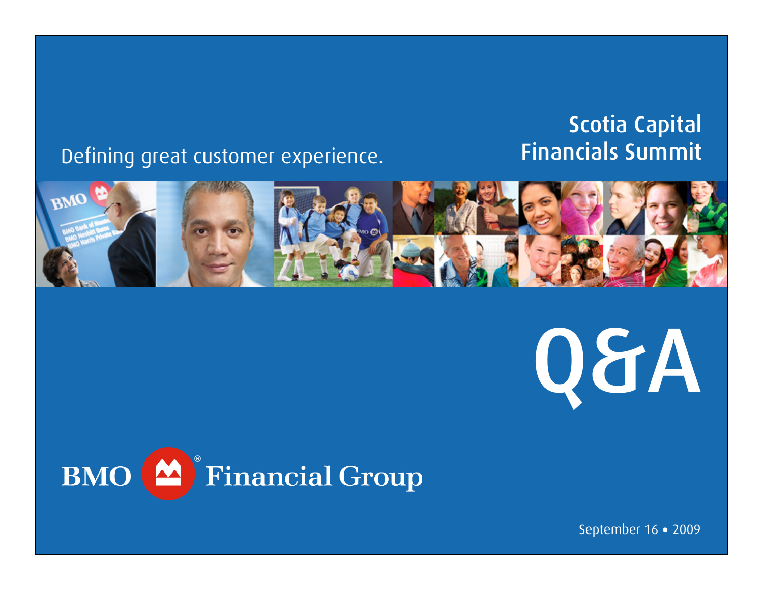Defining great customer experience.

Scotia Capital Financials Summit

# Q&A

BMO Financial Group

September 16 • 2009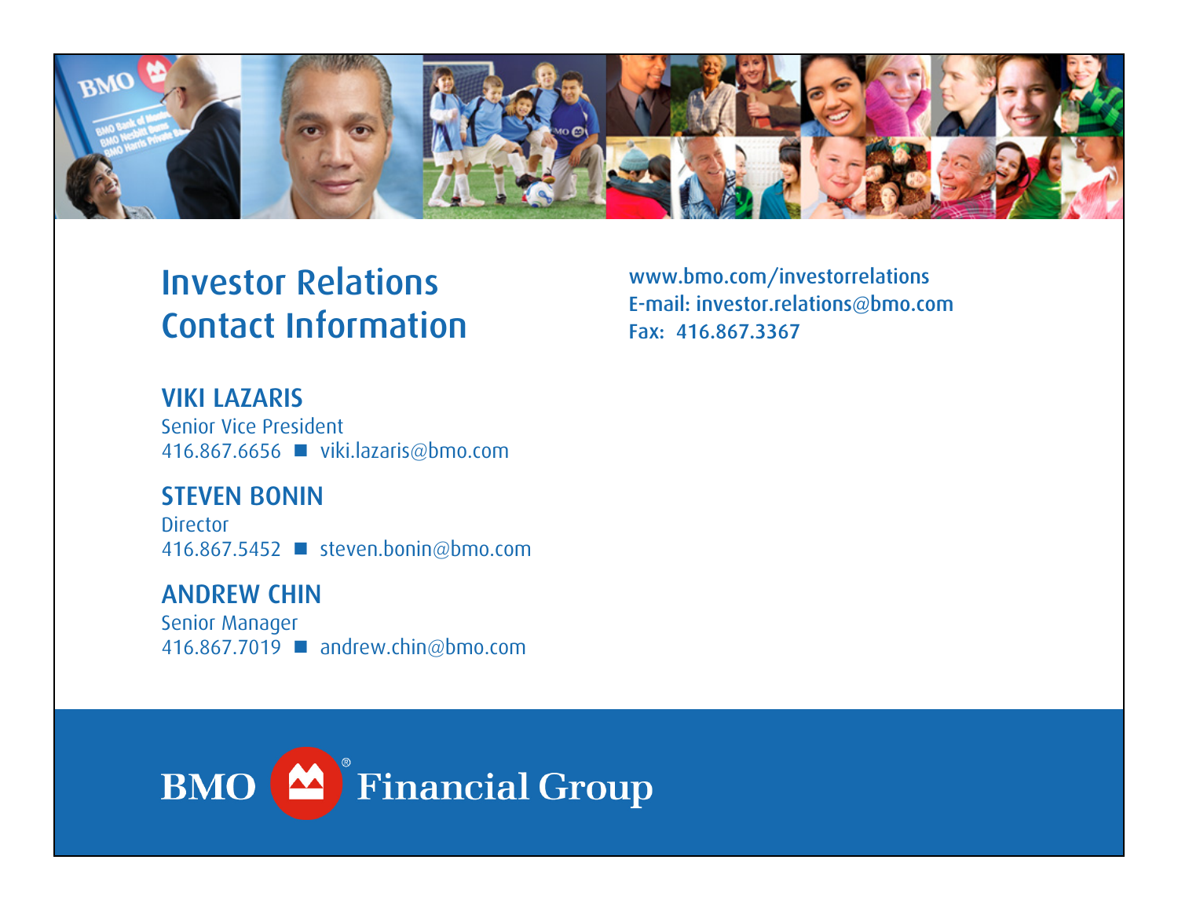# Investor Relations Contact Information

www.bmo.com/investorrelations
E-mail: investor.relations@bmo.com
Fax: 416.867.3367

**VIKI LAZARIS**
Senior Vice President
416.867.6656 ■ viki.lazaris@bmo.com

**STEVEN BONIN**
Director
416.867.5452 ■ steven.bonin@bmo.com

**ANDREW CHIN**
Senior Manager
416.867.7019 ■ andrew.chin@bmo.com

BMO Financial Group